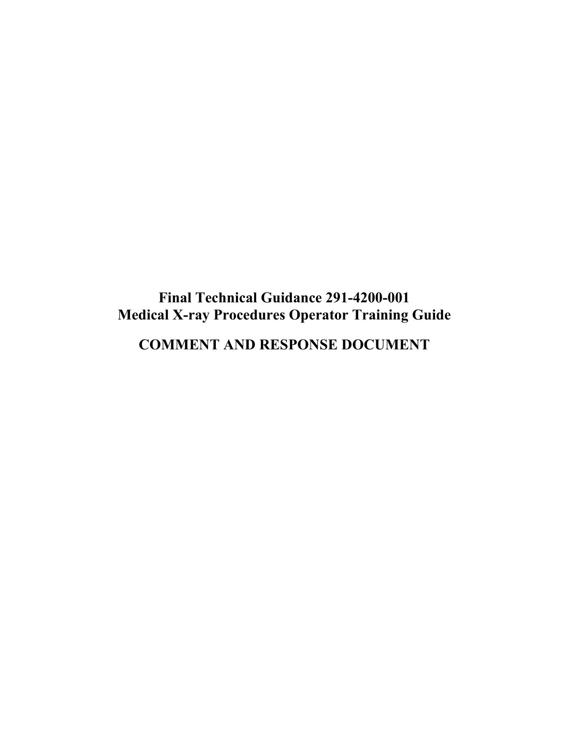# Final Technical Guidance 291-4200-001
# Medical X-ray Procedures Operator Training Guide

# COMMENT AND RESPONSE DOCUMENT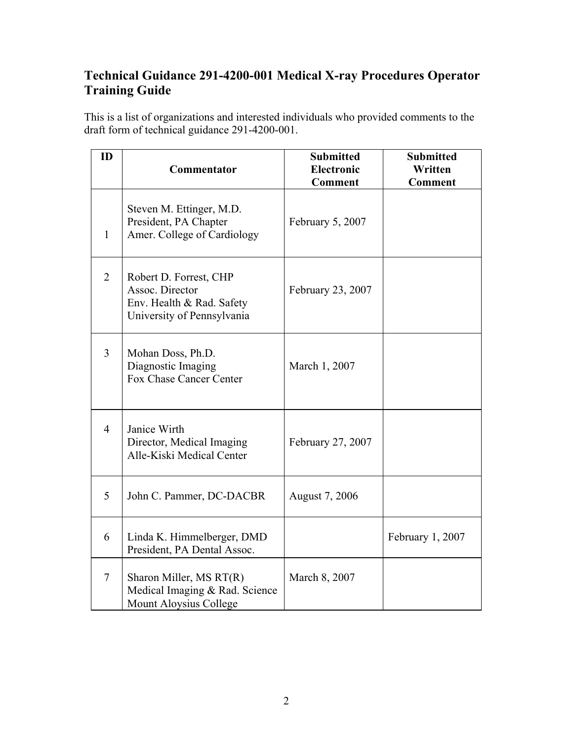## Technical Guidance 291-4200-001 Medical X-ray Procedures Operator Training Guide

This is a list of organizations and interested individuals who provided comments to the draft form of technical guidance 291-4200-001.

| ID | Commentator | Submitted Electronic Comment | Submitted Written Comment |
|---|---|---|---|
| 1 | Steven M. Ettinger, M.D.<br>President, PA Chapter<br>Amer. College of Cardiology | February 5, 2007 | |
| 2 | Robert D. Forrest, CHP<br>Assoc. Director<br>Env. Health & Rad. Safety<br>University of Pennsylvania | February 23, 2007 | |
| 3 | Mohan Doss, Ph.D.<br>Diagnostic Imaging<br>Fox Chase Cancer Center | March 1, 2007 | |
| 4 | Janice Wirth<br>Director, Medical Imaging<br>Alle-Kiski Medical Center | February 27, 2007 | |
| 5 | John C. Pammer, DC-DACBR | August 7, 2006 | |
| 6 | Linda K. Himmelberger, DMD<br>President, PA Dental Assoc. | | February 1, 2007 |
| 7 | Sharon Miller, MS RT(R)<br>Medical Imaging & Rad. Science<br>Mount Aloysius College | March 8, 2007 | |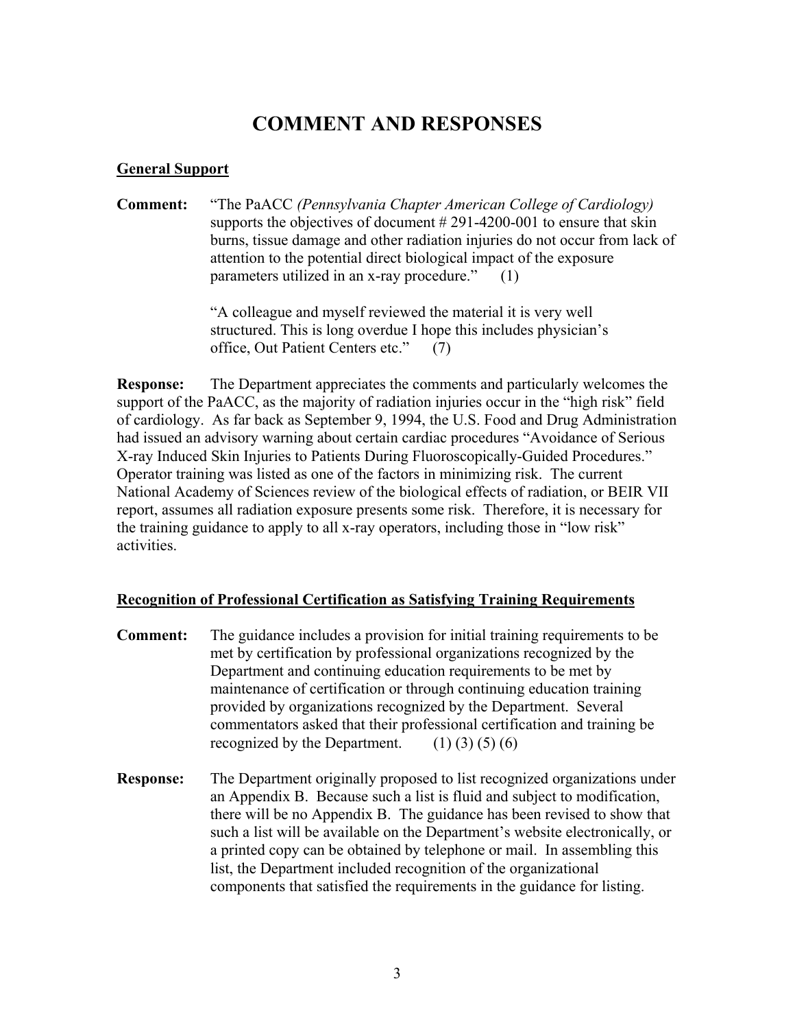# COMMENT AND RESPONSES

## General Support

**Comment:** "The PaACC *(Pennsylvania Chapter American College of Cardiology)* supports the objectives of document # 291-4200-001 to ensure that skin burns, tissue damage and other radiation injuries do not occur from lack of attention to the potential direct biological impact of the exposure parameters utilized in an x-ray procedure." (1)

"A colleague and myself reviewed the material it is very well structured. This is long overdue I hope this includes physician's office, Out Patient Centers etc." (7)

**Response:** The Department appreciates the comments and particularly welcomes the support of the PaACC, as the majority of radiation injuries occur in the "high risk" field of cardiology. As far back as September 9, 1994, the U.S. Food and Drug Administration had issued an advisory warning about certain cardiac procedures "Avoidance of Serious X-ray Induced Skin Injuries to Patients During Fluoroscopically-Guided Procedures." Operator training was listed as one of the factors in minimizing risk. The current National Academy of Sciences review of the biological effects of radiation, or BEIR VII report, assumes all radiation exposure presents some risk. Therefore, it is necessary for the training guidance to apply to all x-ray operators, including those in "low risk" activities.

## Recognition of Professional Certification as Satisfying Training Requirements

**Comment:** The guidance includes a provision for initial training requirements to be met by certification by professional organizations recognized by the Department and continuing education requirements to be met by maintenance of certification or through continuing education training provided by organizations recognized by the Department. Several commentators asked that their professional certification and training be recognized by the Department. (1) (3) (5) (6)

**Response:** The Department originally proposed to list recognized organizations under an Appendix B. Because such a list is fluid and subject to modification, there will be no Appendix B. The guidance has been revised to show that such a list will be available on the Department's website electronically, or a printed copy can be obtained by telephone or mail. In assembling this list, the Department included recognition of the organizational components that satisfied the requirements in the guidance for listing.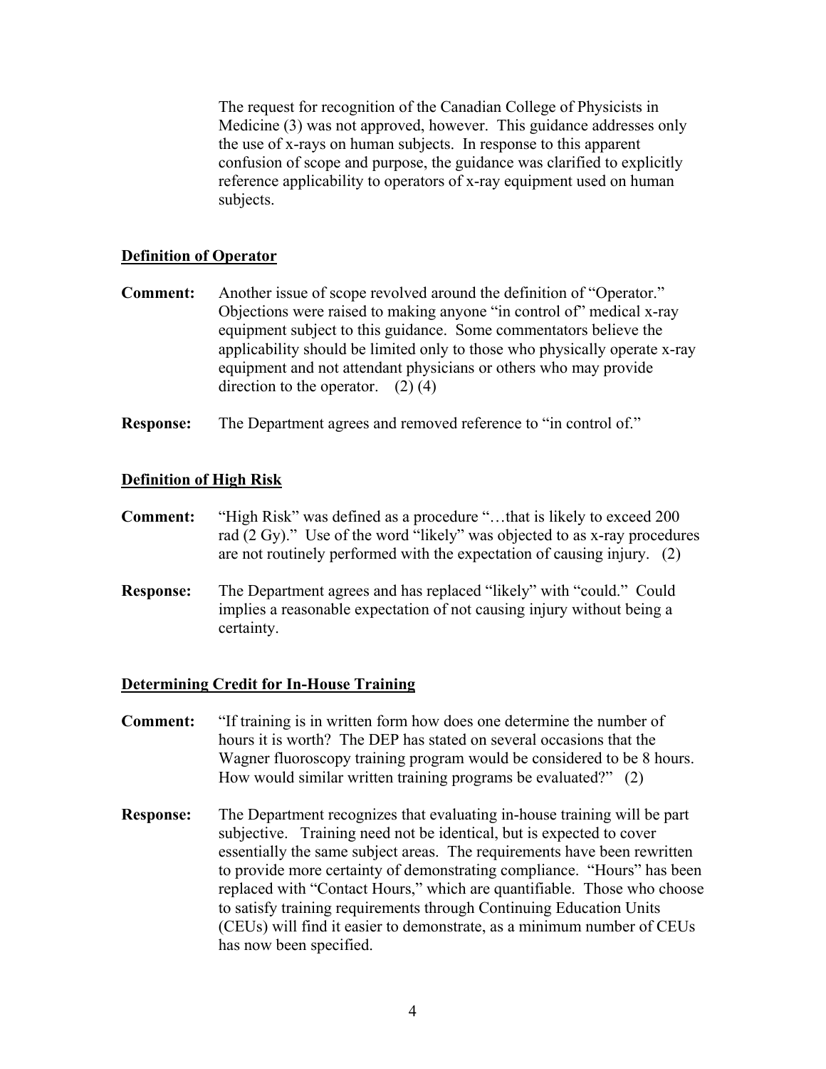The request for recognition of the Canadian College of Physicists in Medicine (3) was not approved, however. This guidance addresses only the use of x-rays on human subjects. In response to this apparent confusion of scope and purpose, the guidance was clarified to explicitly reference applicability to operators of x-ray equipment used on human subjects.

## Definition of Operator

**Comment:** Another issue of scope revolved around the definition of "Operator." Objections were raised to making anyone "in control of" medical x-ray equipment subject to this guidance. Some commentators believe the applicability should be limited only to those who physically operate x-ray equipment and not attendant physicians or others who may provide direction to the operator. (2) (4)

**Response:** The Department agrees and removed reference to "in control of."

## Definition of High Risk

**Comment:** "High Risk" was defined as a procedure "…that is likely to exceed 200 rad (2 Gy)." Use of the word "likely" was objected to as x-ray procedures are not routinely performed with the expectation of causing injury. (2)

**Response:** The Department agrees and has replaced "likely" with "could." Could implies a reasonable expectation of not causing injury without being a certainty.

## Determining Credit for In-House Training

**Comment:** "If training is in written form how does one determine the number of hours it is worth? The DEP has stated on several occasions that the Wagner fluoroscopy training program would be considered to be 8 hours. How would similar written training programs be evaluated?" (2)

**Response:** The Department recognizes that evaluating in-house training will be part subjective. Training need not be identical, but is expected to cover essentially the same subject areas. The requirements have been rewritten to provide more certainty of demonstrating compliance. "Hours" has been replaced with "Contact Hours," which are quantifiable. Those who choose to satisfy training requirements through Continuing Education Units (CEUs) will find it easier to demonstrate, as a minimum number of CEUs has now been specified.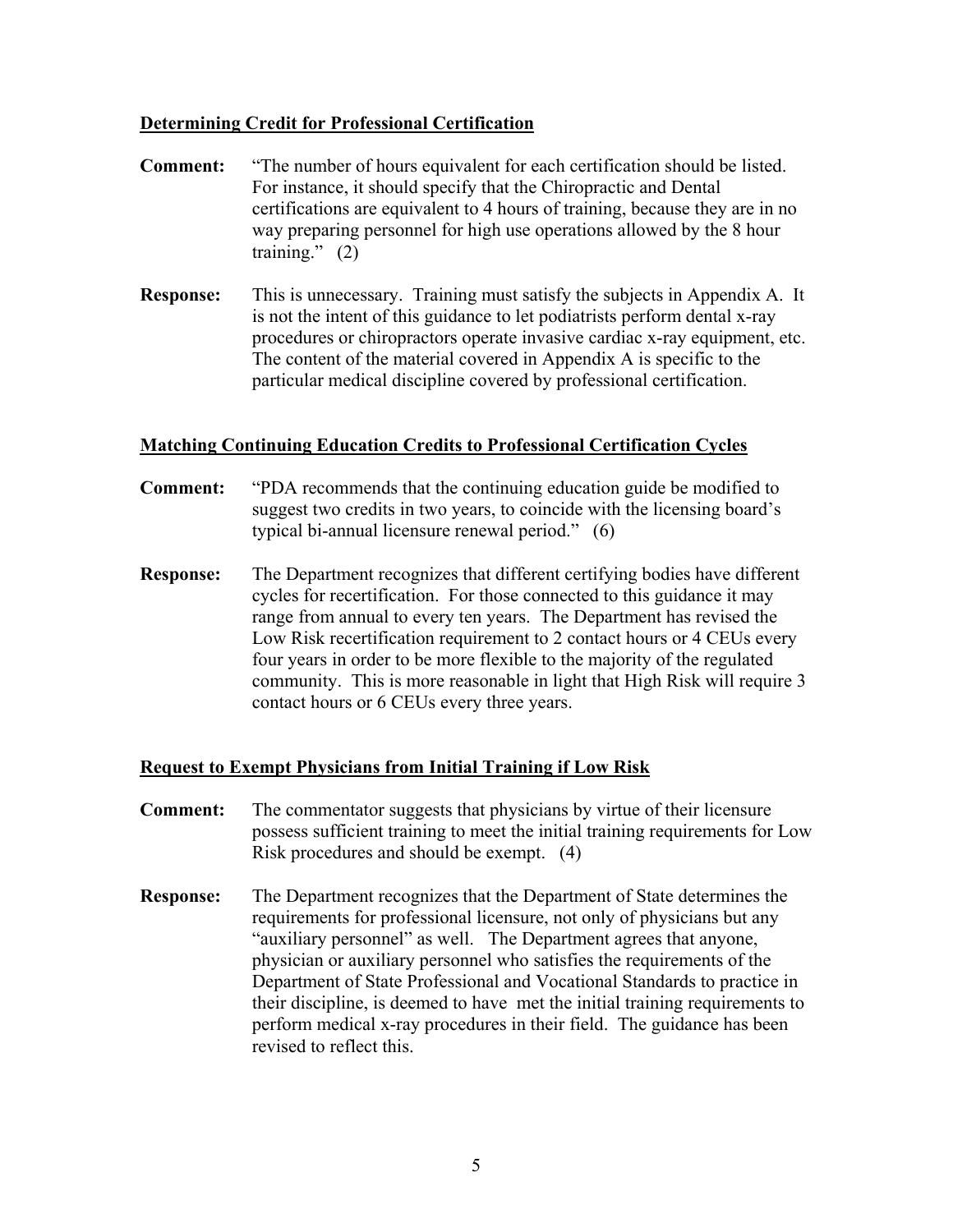**Determining Credit for Professional Certification**

**Comment:** "The number of hours equivalent for each certification should be listed. For instance, it should specify that the Chiropractic and Dental certifications are equivalent to 4 hours of training, because they are in no way preparing personnel for high use operations allowed by the 8 hour training." (2)

**Response:** This is unnecessary. Training must satisfy the subjects in Appendix A. It is not the intent of this guidance to let podiatrists perform dental x-ray procedures or chiropractors operate invasive cardiac x-ray equipment, etc. The content of the material covered in Appendix A is specific to the particular medical discipline covered by professional certification.

**Matching Continuing Education Credits to Professional Certification Cycles**

**Comment:** "PDA recommends that the continuing education guide be modified to suggest two credits in two years, to coincide with the licensing board's typical bi-annual licensure renewal period." (6)

**Response:** The Department recognizes that different certifying bodies have different cycles for recertification. For those connected to this guidance it may range from annual to every ten years. The Department has revised the Low Risk recertification requirement to 2 contact hours or 4 CEUs every four years in order to be more flexible to the majority of the regulated community. This is more reasonable in light that High Risk will require 3 contact hours or 6 CEUs every three years.

**Request to Exempt Physicians from Initial Training if Low Risk**

**Comment:** The commentator suggests that physicians by virtue of their licensure possess sufficient training to meet the initial training requirements for Low Risk procedures and should be exempt. (4)

**Response:** The Department recognizes that the Department of State determines the requirements for professional licensure, not only of physicians but any "auxiliary personnel" as well. The Department agrees that anyone, physician or auxiliary personnel who satisfies the requirements of the Department of State Professional and Vocational Standards to practice in their discipline, is deemed to have met the initial training requirements to perform medical x-ray procedures in their field. The guidance has been revised to reflect this.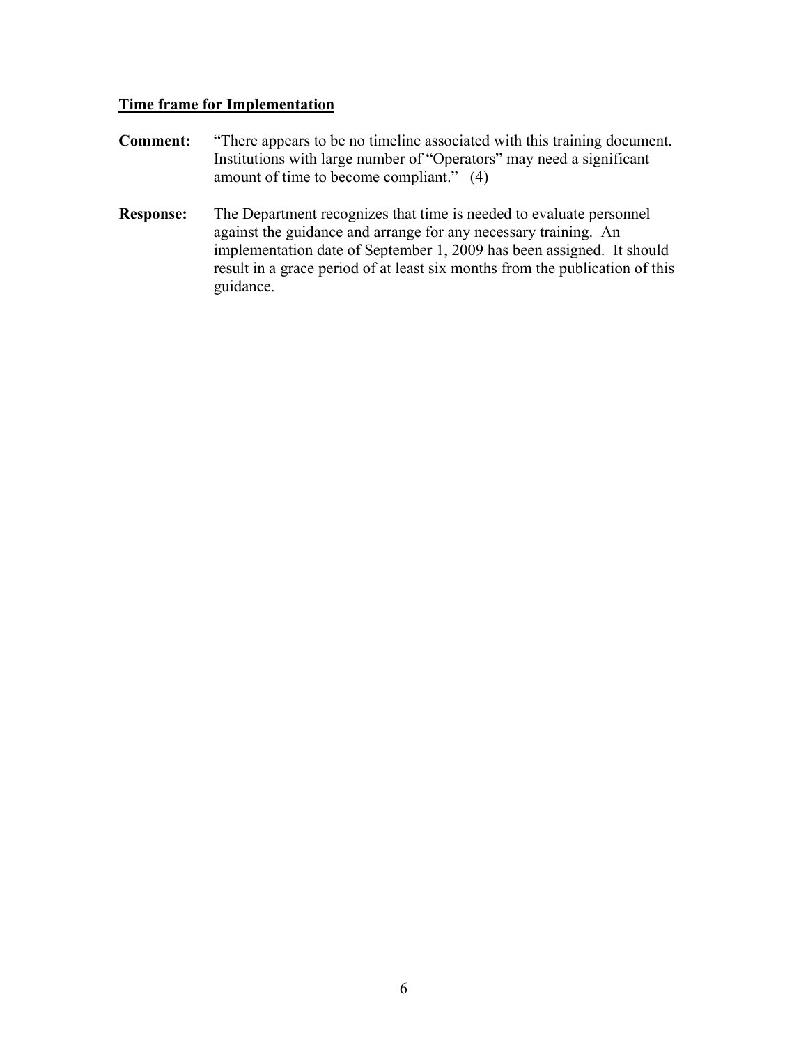**<u>Time frame for Implementation</u>**

**Comment:** "There appears to be no timeline associated with this training document. Institutions with large number of "Operators" may need a significant amount of time to become compliant." (4)

**Response:** The Department recognizes that time is needed to evaluate personnel against the guidance and arrange for any necessary training. An implementation date of September 1, 2009 has been assigned. It should result in a grace period of at least six months from the publication of this guidance.